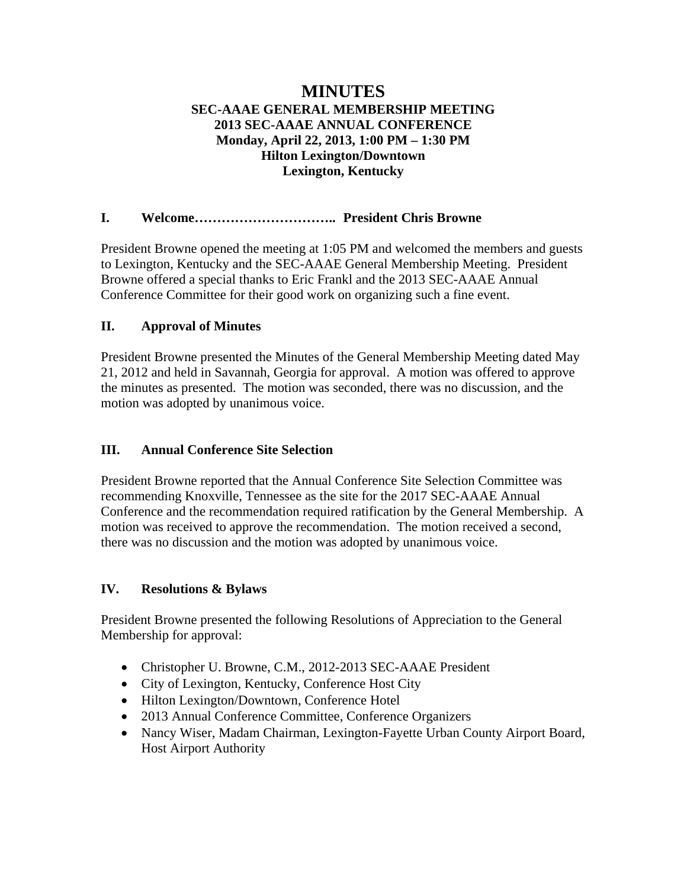# MINUTES

**SEC-AAAE GENERAL MEMBERSHIP MEETING**
**2013 SEC-AAAE ANNUAL CONFERENCE**
**Monday, April 22, 2013, 1:00 PM – 1:30 PM**
**Hilton Lexington/Downtown**
**Lexington, Kentucky**

## I. Welcome………………………….. President Chris Browne

President Browne opened the meeting at 1:05 PM and welcomed the members and guests to Lexington, Kentucky and the SEC-AAAE General Membership Meeting. President Browne offered a special thanks to Eric Frankl and the 2013 SEC-AAAE Annual Conference Committee for their good work on organizing such a fine event.

## II. Approval of Minutes

President Browne presented the Minutes of the General Membership Meeting dated May 21, 2012 and held in Savannah, Georgia for approval. A motion was offered to approve the minutes as presented. The motion was seconded, there was no discussion, and the motion was adopted by unanimous voice.

## III. Annual Conference Site Selection

President Browne reported that the Annual Conference Site Selection Committee was recommending Knoxville, Tennessee as the site for the 2017 SEC-AAAE Annual Conference and the recommendation required ratification by the General Membership. A motion was received to approve the recommendation. The motion received a second, there was no discussion and the motion was adopted by unanimous voice.

## IV. Resolutions & Bylaws

President Browne presented the following Resolutions of Appreciation to the General Membership for approval:

- Christopher U. Browne, C.M., 2012-2013 SEC-AAAE President
- City of Lexington, Kentucky, Conference Host City
- Hilton Lexington/Downtown, Conference Hotel
- 2013 Annual Conference Committee, Conference Organizers
- Nancy Wiser, Madam Chairman, Lexington-Fayette Urban County Airport Board, Host Airport Authority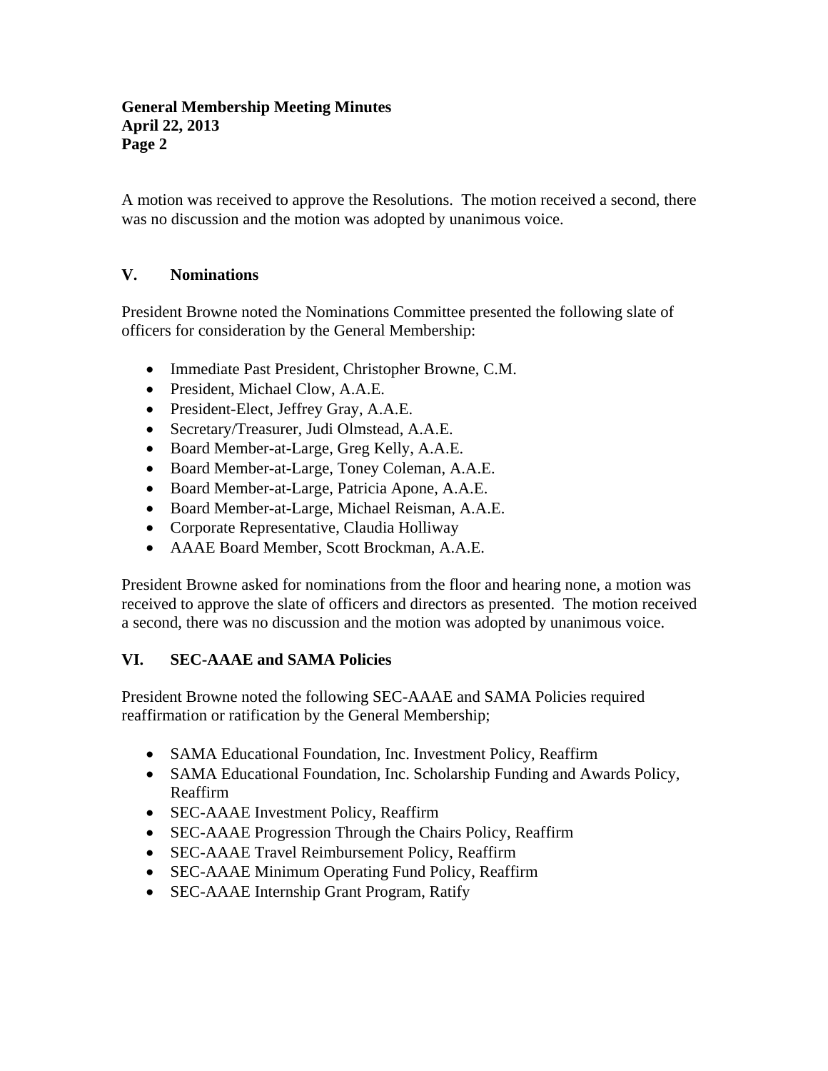A motion was received to approve the Resolutions. The motion received a second, there was no discussion and the motion was adopted by unanimous voice.

## V. Nominations

President Browne noted the Nominations Committee presented the following slate of officers for consideration by the General Membership:

- Immediate Past President, Christopher Browne, C.M.
- President, Michael Clow, A.A.E.
- President-Elect, Jeffrey Gray, A.A.E.
- Secretary/Treasurer, Judi Olmstead, A.A.E.
- Board Member-at-Large, Greg Kelly, A.A.E.
- Board Member-at-Large, Toney Coleman, A.A.E.
- Board Member-at-Large, Patricia Apone, A.A.E.
- Board Member-at-Large, Michael Reisman, A.A.E.
- Corporate Representative, Claudia Holliway
- AAAE Board Member, Scott Brockman, A.A.E.

President Browne asked for nominations from the floor and hearing none, a motion was received to approve the slate of officers and directors as presented. The motion received a second, there was no discussion and the motion was adopted by unanimous voice.

## VI. SEC-AAAE and SAMA Policies

President Browne noted the following SEC-AAAE and SAMA Policies required reaffirmation or ratification by the General Membership;

- SAMA Educational Foundation, Inc. Investment Policy, Reaffirm
- SAMA Educational Foundation, Inc. Scholarship Funding and Awards Policy, Reaffirm
- SEC-AAAE Investment Policy, Reaffirm
- SEC-AAAE Progression Through the Chairs Policy, Reaffirm
- SEC-AAAE Travel Reimbursement Policy, Reaffirm
- SEC-AAAE Minimum Operating Fund Policy, Reaffirm
- SEC-AAAE Internship Grant Program, Ratify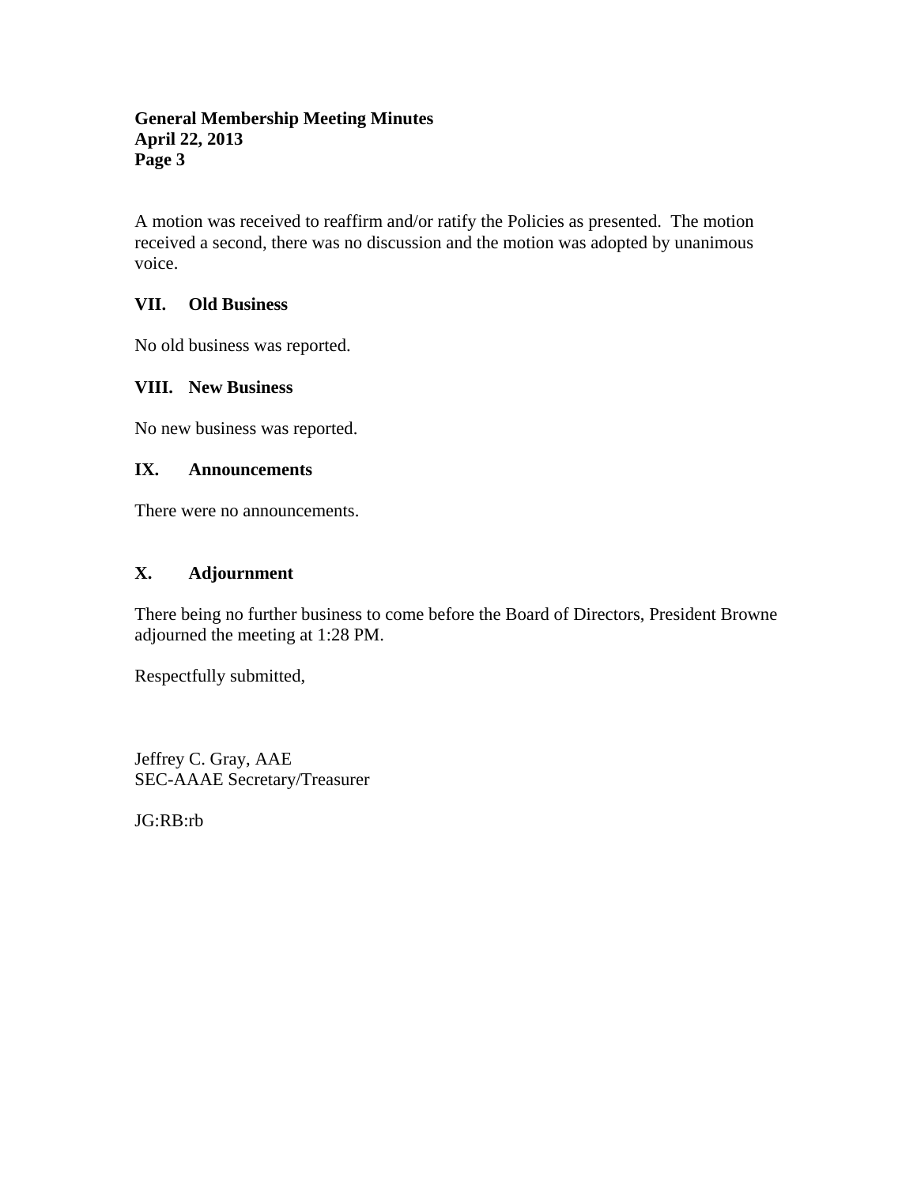A motion was received to reaffirm and/or ratify the Policies as presented. The motion received a second, there was no discussion and the motion was adopted by unanimous voice.

## VII. Old Business

No old business was reported.

## VIII. New Business

No new business was reported.

## IX. Announcements

There were no announcements.

## X. Adjournment

There being no further business to come before the Board of Directors, President Browne adjourned the meeting at 1:28 PM.

Respectfully submitted,

Jeffrey C. Gray, AAE
SEC-AAAE Secretary/Treasurer

JG:RB:rb